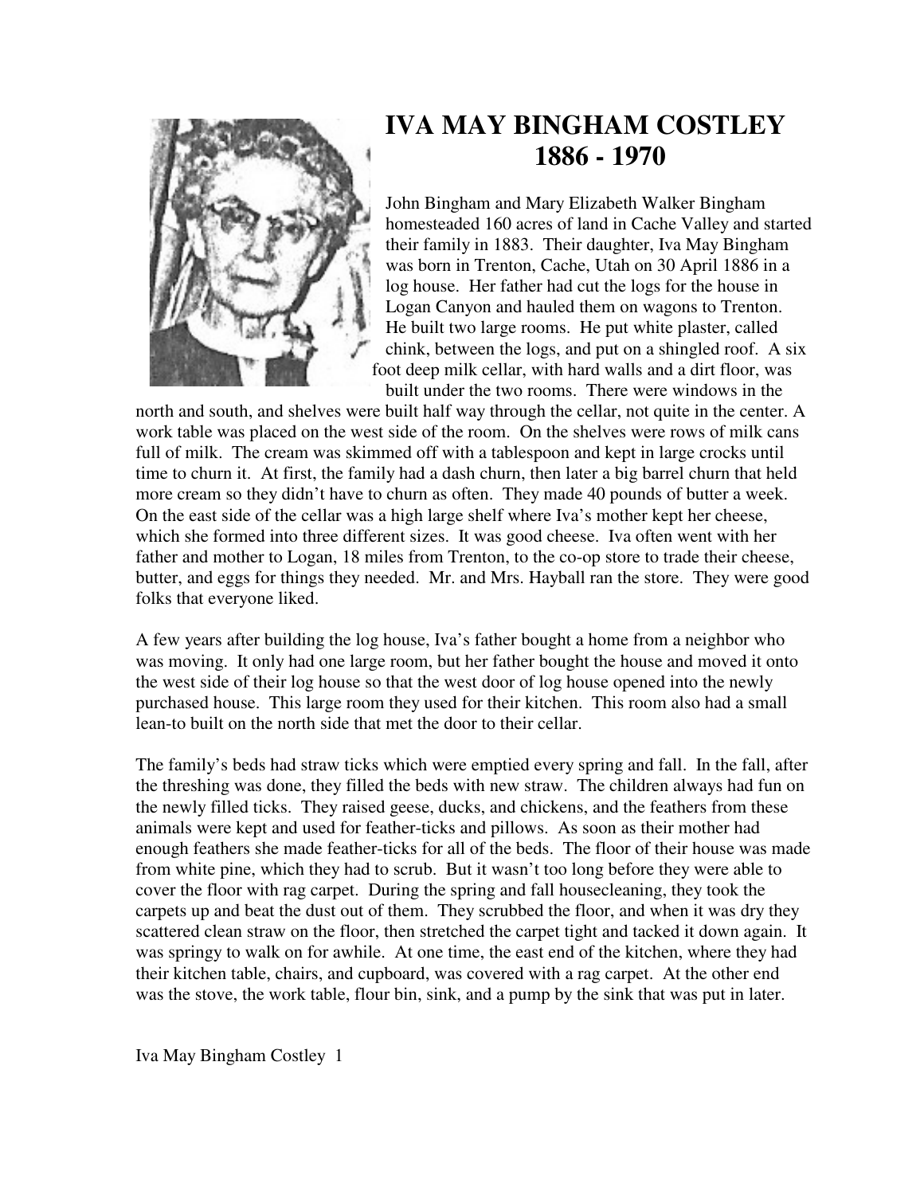# IVA MAY BINGHAM COSTLEY
# 1886 - 1970

John Bingham and Mary Elizabeth Walker Bingham homesteaded 160 acres of land in Cache Valley and started their family in 1883. Their daughter, Iva May Bingham was born in Trenton, Cache, Utah on 30 April 1886 in a log house. Her father had cut the logs for the house in Logan Canyon and hauled them on wagons to Trenton. He built two large rooms. He put white plaster, called chink, between the logs, and put on a shingled roof. A six foot deep milk cellar, with hard walls and a dirt floor, was built under the two rooms. There were windows in the north and south, and shelves were built half way through the cellar, not quite in the center. A work table was placed on the west side of the room. On the shelves were rows of milk cans full of milk. The cream was skimmed off with a tablespoon and kept in large crocks until time to churn it. At first, the family had a dash churn, then later a big barrel churn that held more cream so they didn't have to churn as often. They made 40 pounds of butter a week. On the east side of the cellar was a high large shelf where Iva's mother kept her cheese, which she formed into three different sizes. It was good cheese. Iva often went with her father and mother to Logan, 18 miles from Trenton, to the co-op store to trade their cheese, butter, and eggs for things they needed. Mr. and Mrs. Hayball ran the store. They were good folks that everyone liked.

A few years after building the log house, Iva's father bought a home from a neighbor who was moving. It only had one large room, but her father bought the house and moved it onto the west side of their log house so that the west door of log house opened into the newly purchased house. This large room they used for their kitchen. This room also had a small lean-to built on the north side that met the door to their cellar.

The family's beds had straw ticks which were emptied every spring and fall. In the fall, after the threshing was done, they filled the beds with new straw. The children always had fun on the newly filled ticks. They raised geese, ducks, and chickens, and the feathers from these animals were kept and used for feather-ticks and pillows. As soon as their mother had enough feathers she made feather-ticks for all of the beds. The floor of their house was made from white pine, which they had to scrub. But it wasn't too long before they were able to cover the floor with rag carpet. During the spring and fall housecleaning, they took the carpets up and beat the dust out of them. They scrubbed the floor, and when it was dry they scattered clean straw on the floor, then stretched the carpet tight and tacked it down again. It was springy to walk on for awhile. At one time, the east end of the kitchen, where they had their kitchen table, chairs, and cupboard, was covered with a rag carpet. At the other end was the stove, the work table, flour bin, sink, and a pump by the sink that was put in later.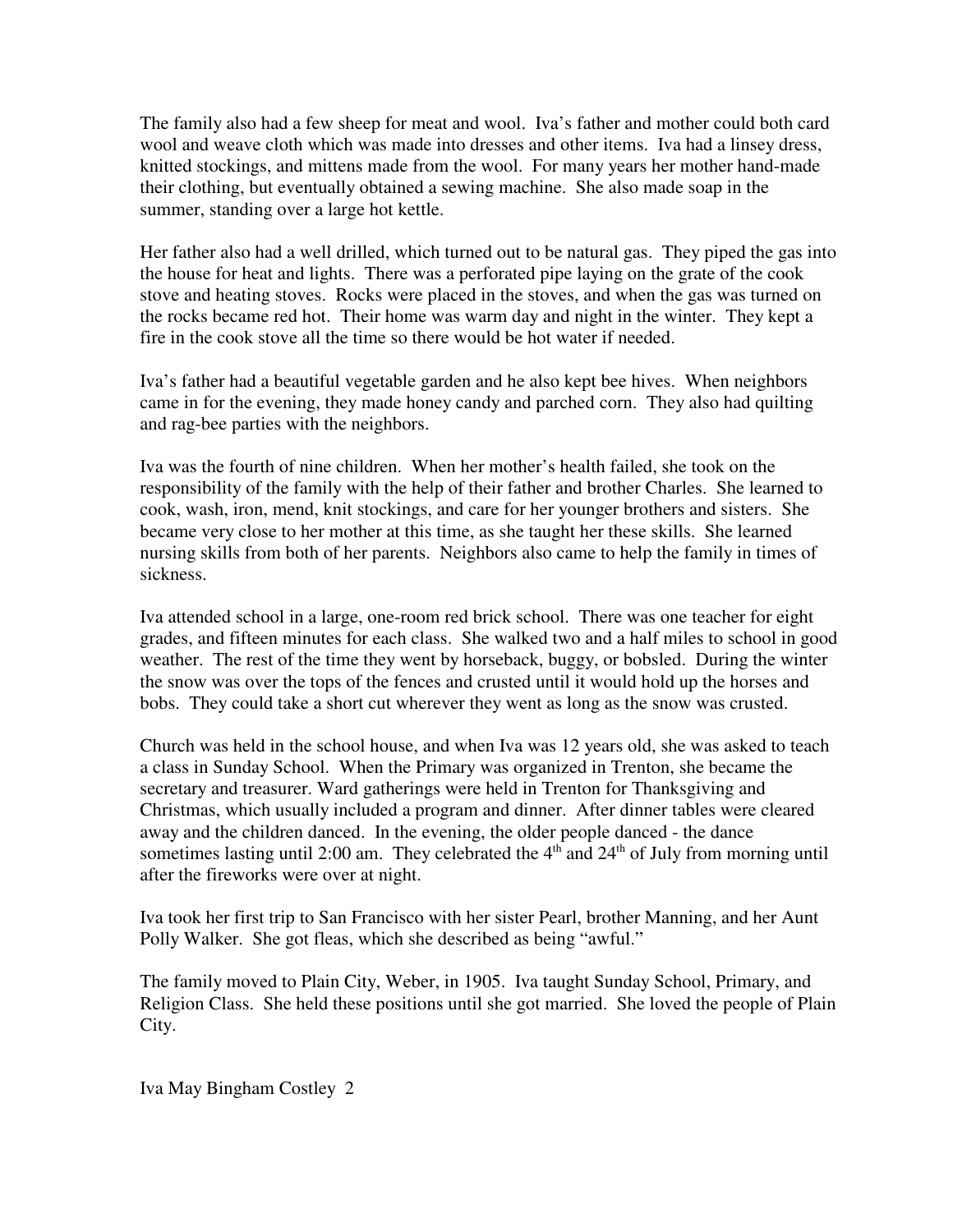The family also had a few sheep for meat and wool. Iva's father and mother could both card wool and weave cloth which was made into dresses and other items. Iva had a linsey dress, knitted stockings, and mittens made from the wool. For many years her mother hand-made their clothing, but eventually obtained a sewing machine. She also made soap in the summer, standing over a large hot kettle.

Her father also had a well drilled, which turned out to be natural gas. They piped the gas into the house for heat and lights. There was a perforated pipe laying on the grate of the cook stove and heating stoves. Rocks were placed in the stoves, and when the gas was turned on the rocks became red hot. Their home was warm day and night in the winter. They kept a fire in the cook stove all the time so there would be hot water if needed.

Iva's father had a beautiful vegetable garden and he also kept bee hives. When neighbors came in for the evening, they made honey candy and parched corn. They also had quilting and rag-bee parties with the neighbors.

Iva was the fourth of nine children. When her mother's health failed, she took on the responsibility of the family with the help of their father and brother Charles. She learned to cook, wash, iron, mend, knit stockings, and care for her younger brothers and sisters. She became very close to her mother at this time, as she taught her these skills. She learned nursing skills from both of her parents. Neighbors also came to help the family in times of sickness.

Iva attended school in a large, one-room red brick school. There was one teacher for eight grades, and fifteen minutes for each class. She walked two and a half miles to school in good weather. The rest of the time they went by horseback, buggy, or bobsled. During the winter the snow was over the tops of the fences and crusted until it would hold up the horses and bobs. They could take a short cut wherever they went as long as the snow was crusted.

Church was held in the school house, and when Iva was 12 years old, she was asked to teach a class in Sunday School. When the Primary was organized in Trenton, she became the secretary and treasurer. Ward gatherings were held in Trenton for Thanksgiving and Christmas, which usually included a program and dinner. After dinner tables were cleared away and the children danced. In the evening, the older people danced - the dance sometimes lasting until 2:00 am. They celebrated the 4th and 24th of July from morning until after the fireworks were over at night.

Iva took her first trip to San Francisco with her sister Pearl, brother Manning, and her Aunt Polly Walker. She got fleas, which she described as being "awful."

The family moved to Plain City, Weber, in 1905. Iva taught Sunday School, Primary, and Religion Class. She held these positions until she got married. She loved the people of Plain City.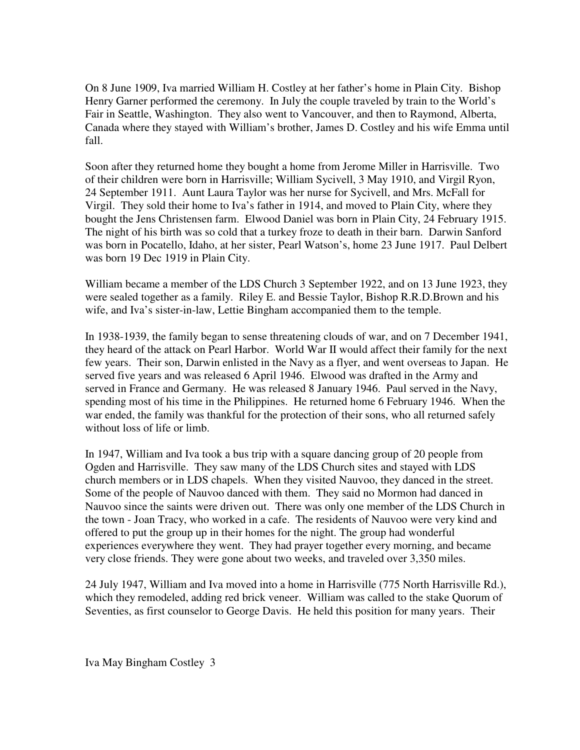On 8 June 1909, Iva married William H. Costley at her father's home in Plain City. Bishop Henry Garner performed the ceremony. In July the couple traveled by train to the World's Fair in Seattle, Washington. They also went to Vancouver, and then to Raymond, Alberta, Canada where they stayed with William's brother, James D. Costley and his wife Emma until fall.

Soon after they returned home they bought a home from Jerome Miller in Harrisville. Two of their children were born in Harrisville; William Sycivell, 3 May 1910, and Virgil Ryon, 24 September 1911. Aunt Laura Taylor was her nurse for Sycivell, and Mrs. McFall for Virgil. They sold their home to Iva's father in 1914, and moved to Plain City, where they bought the Jens Christensen farm. Elwood Daniel was born in Plain City, 24 February 1915. The night of his birth was so cold that a turkey froze to death in their barn. Darwin Sanford was born in Pocatello, Idaho, at her sister, Pearl Watson's, home 23 June 1917. Paul Delbert was born 19 Dec 1919 in Plain City.

William became a member of the LDS Church 3 September 1922, and on 13 June 1923, they were sealed together as a family. Riley E. and Bessie Taylor, Bishop R.R.D.Brown and his wife, and Iva's sister-in-law, Lettie Bingham accompanied them to the temple.

In 1938-1939, the family began to sense threatening clouds of war, and on 7 December 1941, they heard of the attack on Pearl Harbor. World War II would affect their family for the next few years. Their son, Darwin enlisted in the Navy as a flyer, and went overseas to Japan. He served five years and was released 6 April 1946. Elwood was drafted in the Army and served in France and Germany. He was released 8 January 1946. Paul served in the Navy, spending most of his time in the Philippines. He returned home 6 February 1946. When the war ended, the family was thankful for the protection of their sons, who all returned safely without loss of life or limb.

In 1947, William and Iva took a bus trip with a square dancing group of 20 people from Ogden and Harrisville. They saw many of the LDS Church sites and stayed with LDS church members or in LDS chapels. When they visited Nauvoo, they danced in the street. Some of the people of Nauvoo danced with them. They said no Mormon had danced in Nauvoo since the saints were driven out. There was only one member of the LDS Church in the town - Joan Tracy, who worked in a cafe. The residents of Nauvoo were very kind and offered to put the group up in their homes for the night. The group had wonderful experiences everywhere they went. They had prayer together every morning, and became very close friends. They were gone about two weeks, and traveled over 3,350 miles.

24 July 1947, William and Iva moved into a home in Harrisville (775 North Harrisville Rd.), which they remodeled, adding red brick veneer. William was called to the stake Quorum of Seventies, as first counselor to George Davis. He held this position for many years. Their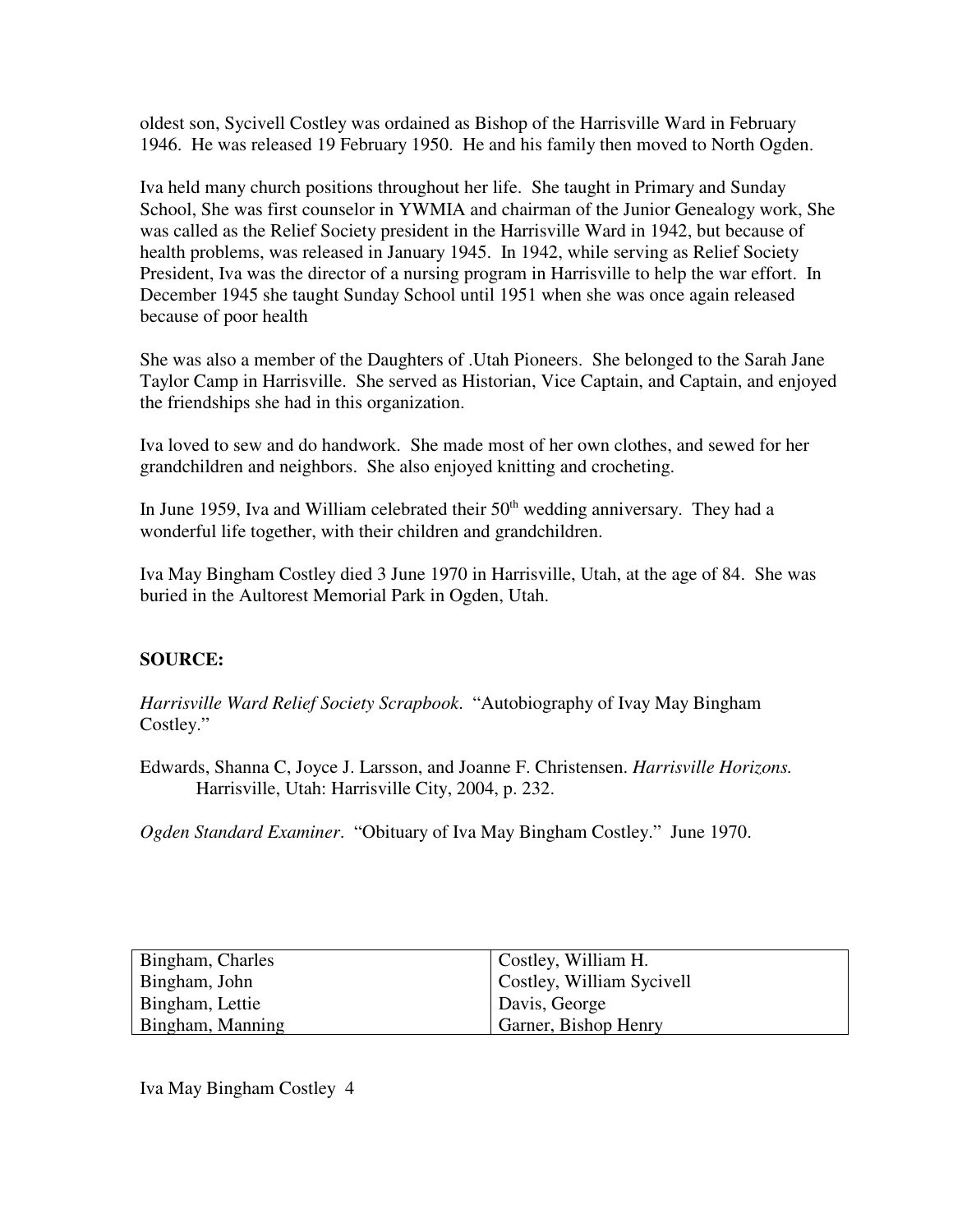oldest son, Sycivell Costley was ordained as Bishop of the Harrisville Ward in February 1946. He was released 19 February 1950. He and his family then moved to North Ogden.

Iva held many church positions throughout her life. She taught in Primary and Sunday School, She was first counselor in YWMIA and chairman of the Junior Genealogy work, She was called as the Relief Society president in the Harrisville Ward in 1942, but because of health problems, was released in January 1945. In 1942, while serving as Relief Society President, Iva was the director of a nursing program in Harrisville to help the war effort. In December 1945 she taught Sunday School until 1951 when she was once again released because of poor health

She was also a member of the Daughters of .Utah Pioneers. She belonged to the Sarah Jane Taylor Camp in Harrisville. She served as Historian, Vice Captain, and Captain, and enjoyed the friendships she had in this organization.

Iva loved to sew and do handwork. She made most of her own clothes, and sewed for her grandchildren and neighbors. She also enjoyed knitting and crocheting.

In June 1959, Iva and William celebrated their 50th wedding anniversary. They had a wonderful life together, with their children and grandchildren.

Iva May Bingham Costley died 3 June 1970 in Harrisville, Utah, at the age of 84. She was buried in the Aultorest Memorial Park in Ogden, Utah.

**SOURCE:**

*Harrisville Ward Relief Society Scrapbook*. "Autobiography of Ivay May Bingham Costley."

Edwards, Shanna C, Joyce J. Larsson, and Joanne F. Christensen. *Harrisville Horizons.* Harrisville, Utah: Harrisville City, 2004, p. 232.

*Ogden Standard Examiner*. "Obituary of Iva May Bingham Costley." June 1970.

| | |
|---|---|
| Bingham, Charles | Costley, William H. |
| Bingham, John | Costley, William Sycivell |
| Bingham, Lettie | Davis, George |
| Bingham, Manning | Garner, Bishop Henry |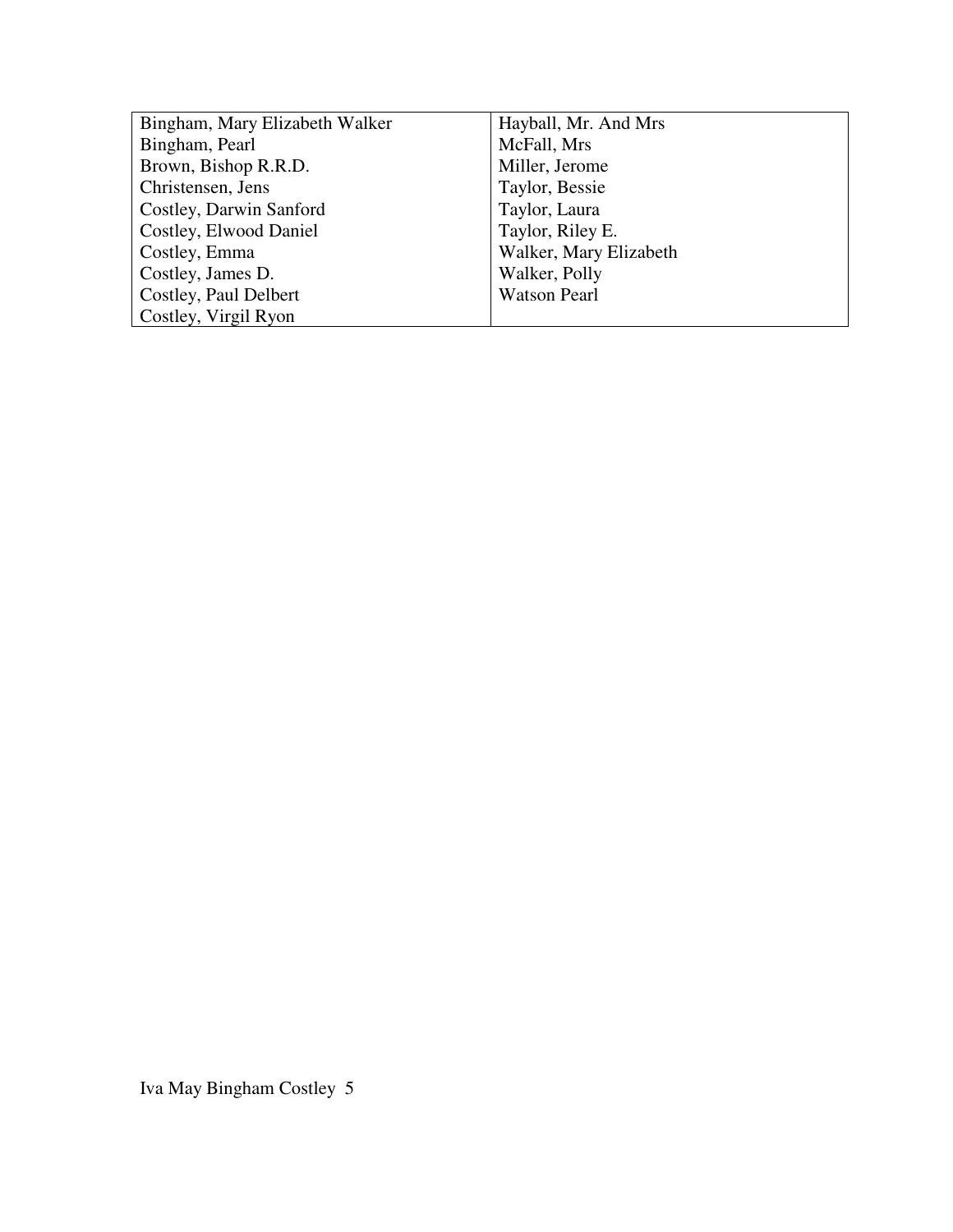| | |
|---|---|
| Bingham, Mary Elizabeth Walker | Hayball, Mr. And Mrs |
| Bingham, Pearl | McFall, Mrs |
| Brown, Bishop R.R.D. | Miller, Jerome |
| Christensen, Jens | Taylor, Bessie |
| Costley, Darwin Sanford | Taylor, Laura |
| Costley, Elwood Daniel | Taylor, Riley E. |
| Costley, Emma | Walker, Mary Elizabeth |
| Costley, James D. | Walker, Polly |
| Costley, Paul Delbert | Watson Pearl |
| Costley, Virgil Ryon | |